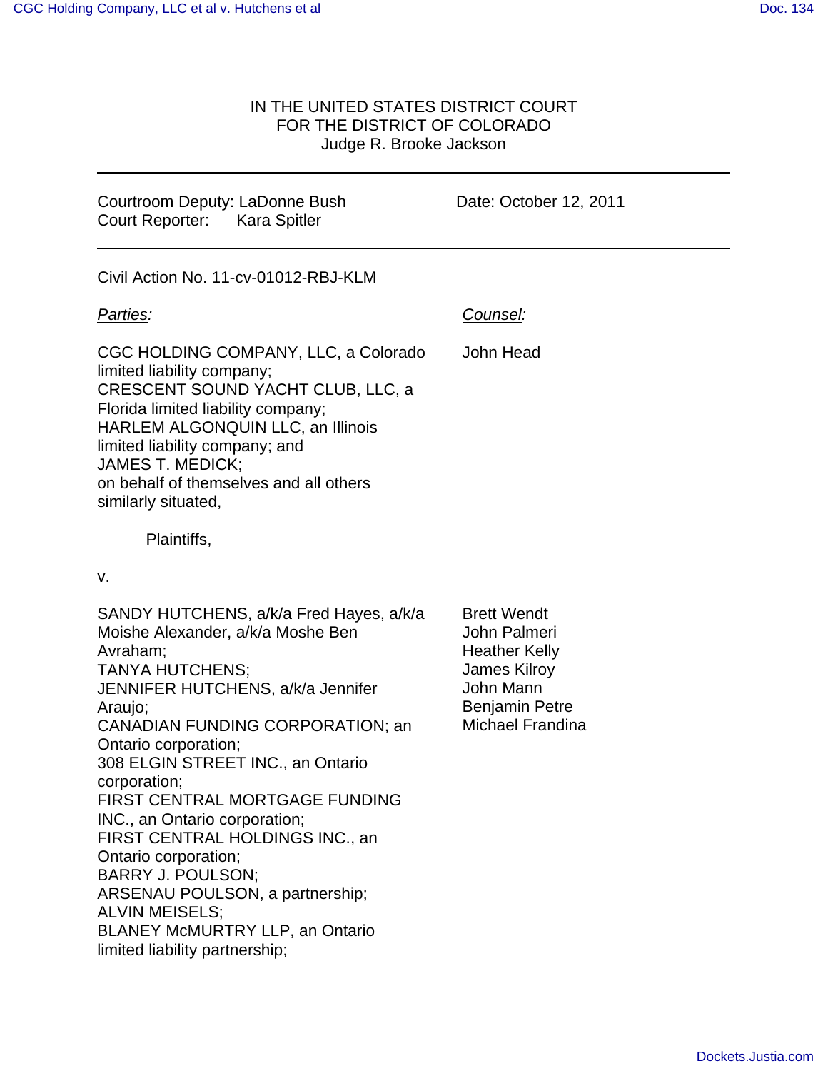IN THE UNITED STATES DISTRICT COURT
FOR THE DISTRICT OF COLORADO
Judge R. Brooke Jackson

---

Courtroom Deputy: LaDonne Bush
Court Reporter: Kara Spitler

Date: October 12, 2011

---

Civil Action No. 11-cv-01012-RBJ-KLM

| *Parties:* | *Counsel:* |
| --- | --- |
| CGC HOLDING COMPANY, LLC, a Colorado limited liability company; CRESCENT SOUND YACHT CLUB, LLC, a Florida limited liability company; HARLEM ALGONQUIN LLC, an Illinois limited liability company; and JAMES T. MEDICK; on behalf of themselves and all others similarly situated, | John Head |

Plaintiffs,

v.

| | |
| --- | --- |
| SANDY HUTCHENS, a/k/a Fred Hayes, a/k/a Moishe Alexander, a/k/a Moshe Ben Avraham; TANYA HUTCHENS; JENNIFER HUTCHENS, a/k/a Jennifer Araujo; CANADIAN FUNDING CORPORATION; an Ontario corporation; 308 ELGIN STREET INC., an Ontario corporation; FIRST CENTRAL MORTGAGE FUNDING INC., an Ontario corporation; FIRST CENTRAL HOLDINGS INC., an Ontario corporation; BARRY J. POULSON; ARSENAU POULSON, a partnership; ALVIN MEISELS; BLANEY McMURTRY LLP, an Ontario limited liability partnership; | Brett Wendt<br>John Palmeri<br>Heather Kelly<br>James Kilroy<br>John Mann<br>Benjamin Petre<br>Michael Frandina |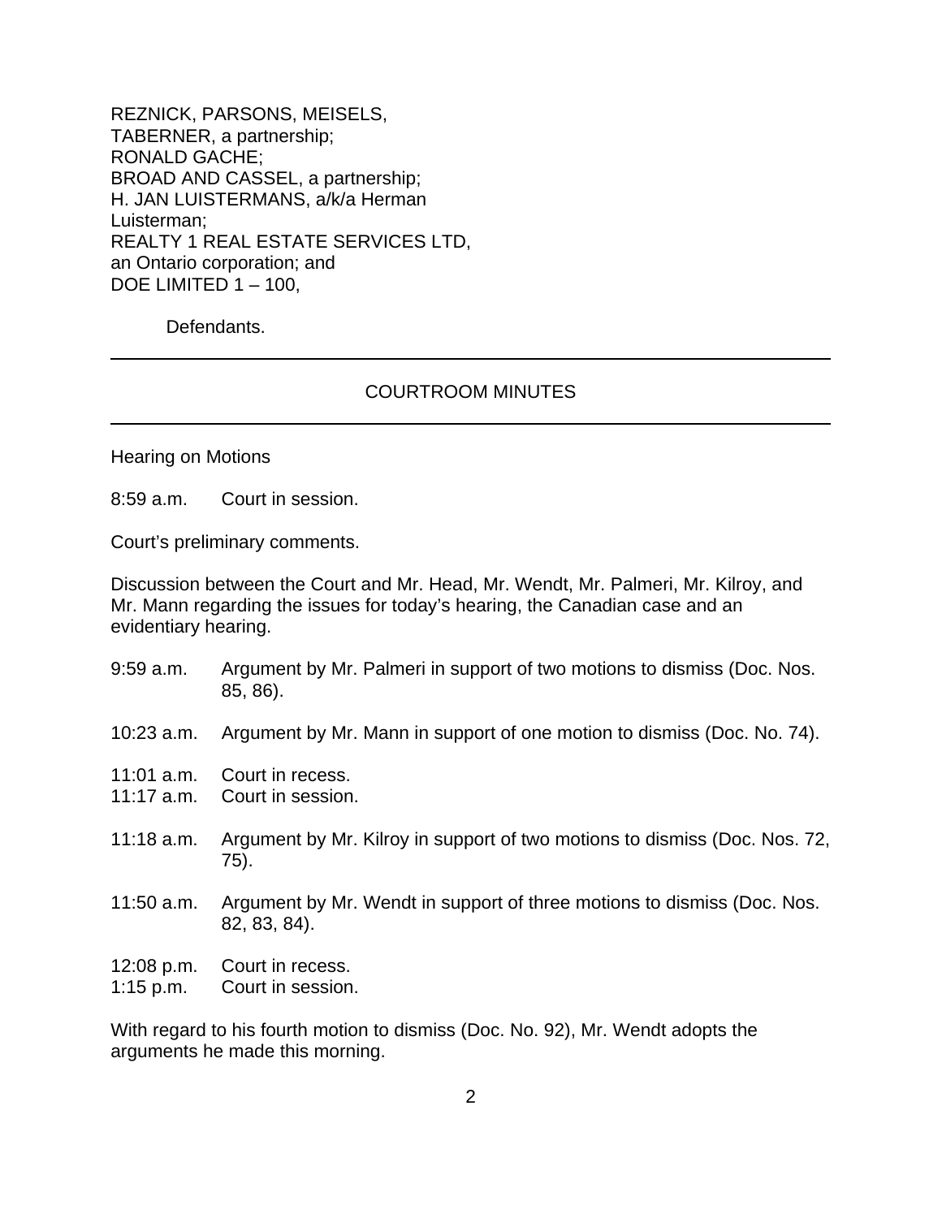REZNICK, PARSONS, MEISELS,
TABERNER, a partnership;
RONALD GACHE;
BROAD AND CASSEL, a partnership;
H. JAN LUISTERMANS, a/k/a Herman
Luisterman;
REALTY 1 REAL ESTATE SERVICES LTD,
an Ontario corporation; and
DOE LIMITED 1 – 100,

Defendants.

---

COURTROOM MINUTES

---

Hearing on Motions

8:59 a.m. Court in session.

Court's preliminary comments.

Discussion between the Court and Mr. Head, Mr. Wendt, Mr. Palmeri, Mr. Kilroy, and Mr. Mann regarding the issues for today's hearing, the Canadian case and an evidentiary hearing.

9:59 a.m. Argument by Mr. Palmeri in support of two motions to dismiss (Doc. Nos. 85, 86).

10:23 a.m. Argument by Mr. Mann in support of one motion to dismiss (Doc. No. 74).

11:01 a.m. Court in recess.
11:17 a.m. Court in session.

11:18 a.m. Argument by Mr. Kilroy in support of two motions to dismiss (Doc. Nos. 72, 75).

11:50 a.m. Argument by Mr. Wendt in support of three motions to dismiss (Doc. Nos. 82, 83, 84).

12:08 p.m. Court in recess.
1:15 p.m. Court in session.

With regard to his fourth motion to dismiss (Doc. No. 92), Mr. Wendt adopts the arguments he made this morning.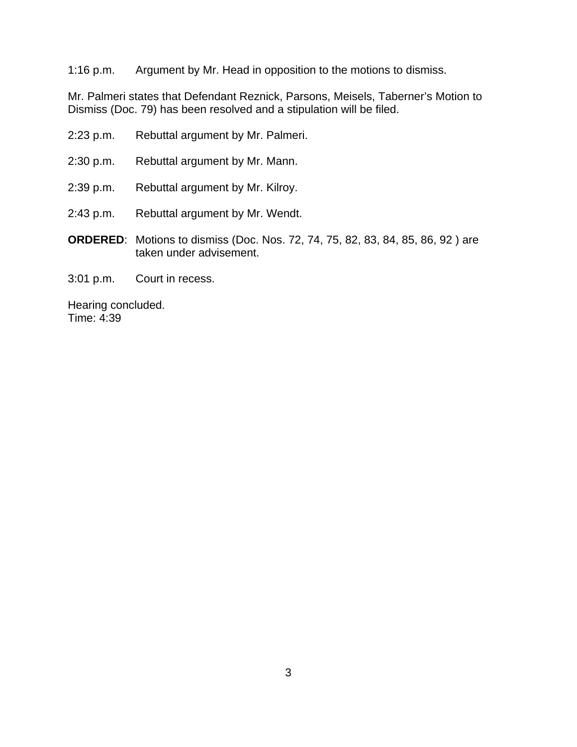1:16 p.m. Argument by Mr. Head in opposition to the motions to dismiss.

Mr. Palmeri states that Defendant Reznick, Parsons, Meisels, Taberner's Motion to Dismiss (Doc. 79) has been resolved and a stipulation will be filed.

2:23 p.m. Rebuttal argument by Mr. Palmeri.

2:30 p.m. Rebuttal argument by Mr. Mann.

2:39 p.m. Rebuttal argument by Mr. Kilroy.

2:43 p.m. Rebuttal argument by Mr. Wendt.

**ORDERED**: Motions to dismiss (Doc. Nos. 72, 74, 75, 82, 83, 84, 85, 86, 92 ) are taken under advisement.

3:01 p.m. Court in recess.

Hearing concluded.
Time: 4:39